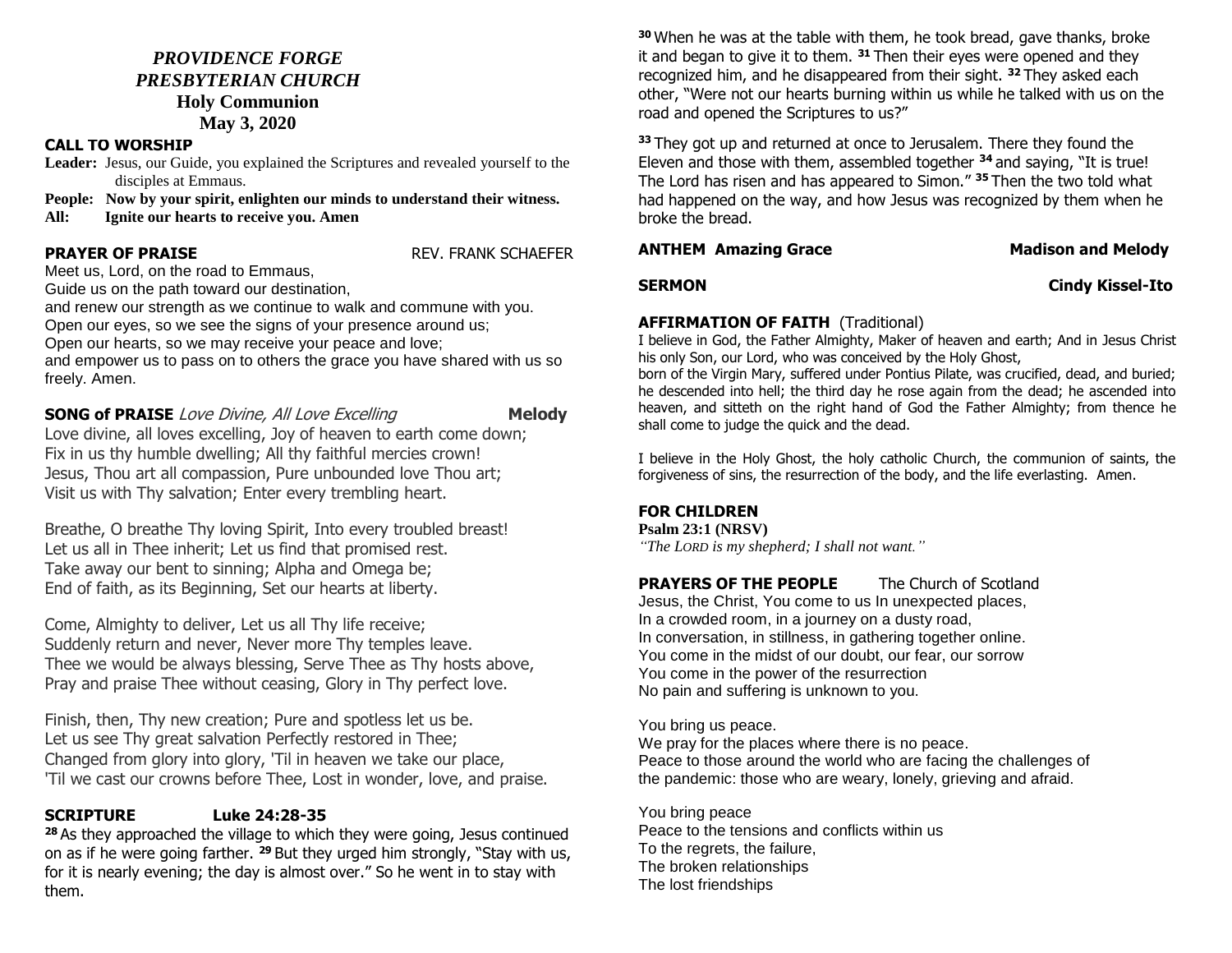# *PROVIDENCE FORGE PRESBYTERIAN CHURCH*

## Holy Communion

## May 3, 2020

### CALL TO WORSHIP

**Leader:** Jesus, our Guide, you explained the Scriptures and revealed yourself to the disciples at Emmaus.

**People: Now by your spirit, enlighten our minds to understand their witness.**

**All: Ignite our hearts to receive you. Amen**

### PRAYER OF PRAISE — REV. FRANK SCHAEFER

Meet us, Lord, on the road to Emmaus,
Guide us on the path toward our destination,
and renew our strength as we continue to walk and commune with you.
Open our eyes, so we see the signs of your presence around us;
Open our hearts, so we may receive your peace and love;
and empower us to pass on to others the grace you have shared with us so freely. Amen.

### SONG of PRAISE *Love Divine, All Love Excelling* — **Melody**

Love divine, all loves excelling, Joy of heaven to earth come down;
Fix in us thy humble dwelling; All thy faithful mercies crown!
Jesus, Thou art all compassion, Pure unbounded love Thou art;
Visit us with Thy salvation; Enter every trembling heart.

Breathe, O breathe Thy loving Spirit, Into every troubled breast!
Let us all in Thee inherit; Let us find that promised rest.
Take away our bent to sinning; Alpha and Omega be;
End of faith, as its Beginning, Set our hearts at liberty.

Come, Almighty to deliver, Let us all Thy life receive;
Suddenly return and never, Never more Thy temples leave.
Thee we would be always blessing, Serve Thee as Thy hosts above,
Pray and praise Thee without ceasing, Glory in Thy perfect love.

Finish, then, Thy new creation; Pure and spotless let us be.
Let us see Thy great salvation Perfectly restored in Thee;
Changed from glory into glory, 'Til in heaven we take our place,
'Til we cast our crowns before Thee, Lost in wonder, love, and praise.

### SCRIPTURE — Luke 24:28-35

[28] As they approached the village to which they were going, Jesus continued on as if he were going farther. [29] But they urged him strongly, "Stay with us, for it is nearly evening; the day is almost over." So he went in to stay with them.

[30] When he was at the table with them, he took bread, gave thanks, broke it and began to give it to them. [31] Then their eyes were opened and they recognized him, and he disappeared from their sight. [32] They asked each other, "Were not our hearts burning within us while he talked with us on the road and opened the Scriptures to us?"

[33] They got up and returned at once to Jerusalem. There they found the Eleven and those with them, assembled together [34] and saying, "It is true! The Lord has risen and has appeared to Simon." [35] Then the two told what had happened on the way, and how Jesus was recognized by them when he broke the bread.

### ANTHEM Amazing Grace — Madison and Melody

### SERMON — Cindy Kissel-Ito

### AFFIRMATION OF FAITH (Traditional)

I believe in God, the Father Almighty, Maker of heaven and earth; And in Jesus Christ his only Son, our Lord, who was conceived by the Holy Ghost,
born of the Virgin Mary, suffered under Pontius Pilate, was crucified, dead, and buried; he descended into hell; the third day he rose again from the dead; he ascended into heaven, and sitteth on the right hand of God the Father Almighty; from thence he shall come to judge the quick and the dead.

I believe in the Holy Ghost, the holy catholic Church, the communion of saints, the forgiveness of sins, the resurrection of the body, and the life everlasting. Amen.

### FOR CHILDREN

**Psalm 23:1 (NRSV)**

*"The LORD is my shepherd; I shall not want."*

### PRAYERS OF THE PEOPLE — The Church of Scotland

Jesus, the Christ, You come to us In unexpected places,
In a crowded room, in a journey on a dusty road,
In conversation, in stillness, in gathering together online.
You come in the midst of our doubt, our fear, our sorrow
You come in the power of the resurrection
No pain and suffering is unknown to you.

You bring us peace.
We pray for the places where there is no peace.
Peace to those around the world who are facing the challenges of the pandemic: those who are weary, lonely, grieving and afraid.

You bring peace
Peace to the tensions and conflicts within us
To the regrets, the failure,
The broken relationships
The lost friendships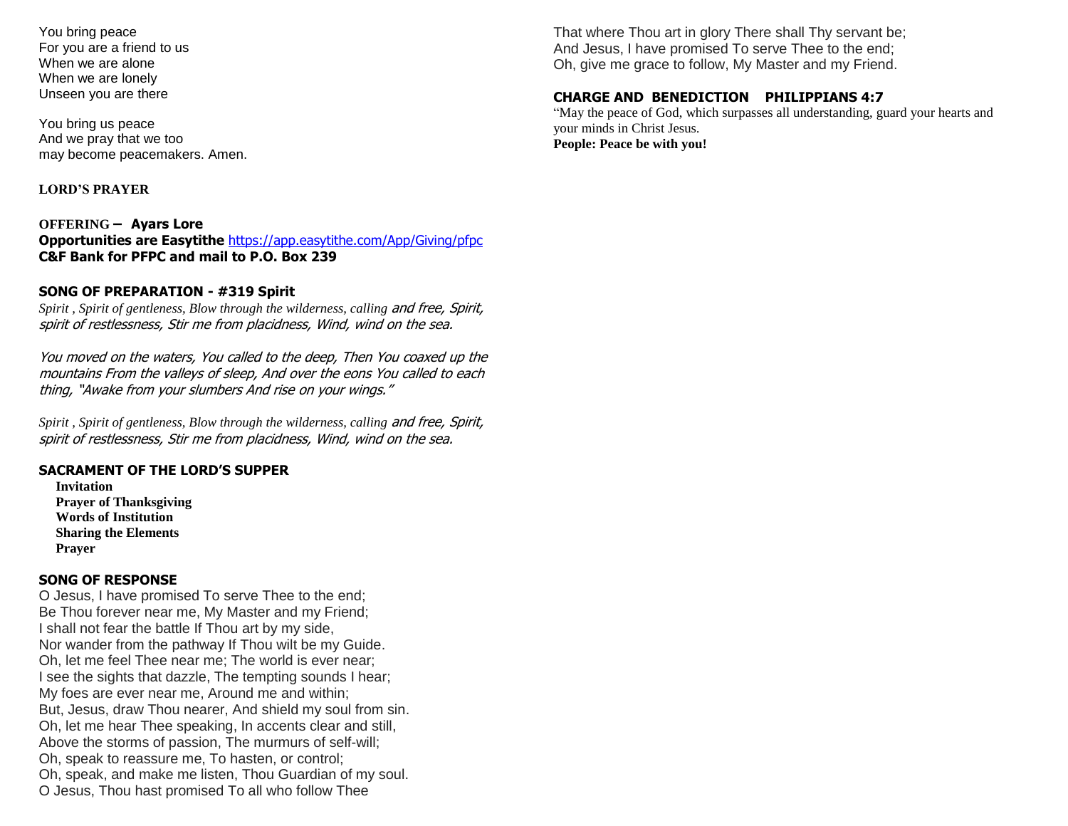You bring peace
For you are a friend to us
When we are alone
When we are lonely
Unseen you are there

You bring us peace
And we pray that we too
may become peacemakers. Amen.

**LORD'S PRAYER**

**OFFERING – Ayars Lore**
**Opportunities are Easytithe** https://app.easytithe.com/App/Giving/pfpc
**C&F Bank for PFPC and mail to P.O. Box 239**

**SONG OF PREPARATION - #319 Spirit**

*Spirit , Spirit of gentleness, Blow through the wilderness, calling and free, Spirit, spirit of restlessness, Stir me from placidness, Wind, wind on the sea.*

*You moved on the waters, You called to the deep, Then You coaxed up the mountains From the valleys of sleep, And over the eons You called to each thing, "Awake from your slumbers And rise on your wings."*

*Spirit , Spirit of gentleness, Blow through the wilderness, calling and free, Spirit, spirit of restlessness, Stir me from placidness, Wind, wind on the sea.*

**SACRAMENT OF THE LORD'S SUPPER**

**Invitation**
**Prayer of Thanksgiving**
**Words of Institution**
**Sharing the Elements**
**Prayer**

**SONG OF RESPONSE**

O Jesus, I have promised To serve Thee to the end;
Be Thou forever near me, My Master and my Friend;
I shall not fear the battle If Thou art by my side,
Nor wander from the pathway If Thou wilt be my Guide.
Oh, let me feel Thee near me; The world is ever near;
I see the sights that dazzle, The tempting sounds I hear;
My foes are ever near me, Around me and within;
But, Jesus, draw Thou nearer, And shield my soul from sin.
Oh, let me hear Thee speaking, In accents clear and still,
Above the storms of passion, The murmurs of self-will;
Oh, speak to reassure me, To hasten, or control;
Oh, speak, and make me listen, Thou Guardian of my soul.
O Jesus, Thou hast promised To all who follow Thee
That where Thou art in glory There shall Thy servant be;
And Jesus, I have promised To serve Thee to the end;
Oh, give me grace to follow, My Master and my Friend.

**CHARGE AND BENEDICTION PHILIPPIANS 4:7**

"May the peace of God, which surpasses all understanding, guard your hearts and your minds in Christ Jesus.
**People: Peace be with you!**